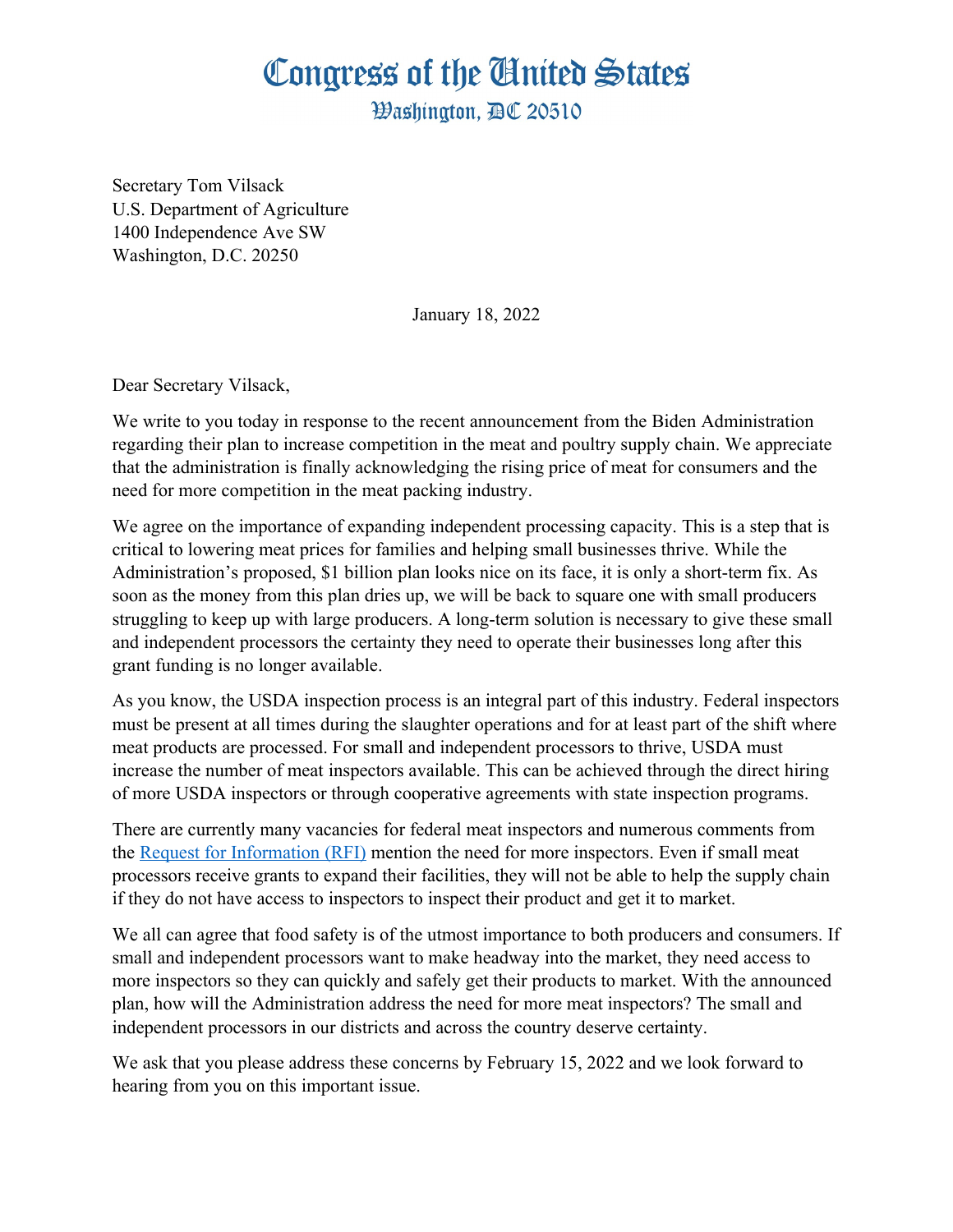# Congress of the United States
## Washington, DC 20510

Secretary Tom Vilsack
U.S. Department of Agriculture
1400 Independence Ave SW
Washington, D.C. 20250

January 18, 2022

Dear Secretary Vilsack,

We write to you today in response to the recent announcement from the Biden Administration regarding their plan to increase competition in the meat and poultry supply chain. We appreciate that the administration is finally acknowledging the rising price of meat for consumers and the need for more competition in the meat packing industry.

We agree on the importance of expanding independent processing capacity. This is a step that is critical to lowering meat prices for families and helping small businesses thrive. While the Administration's proposed, $1 billion plan looks nice on its face, it is only a short-term fix. As soon as the money from this plan dries up, we will be back to square one with small producers struggling to keep up with large producers. A long-term solution is necessary to give these small and independent processors the certainty they need to operate their businesses long after this grant funding is no longer available.

As you know, the USDA inspection process is an integral part of this industry. Federal inspectors must be present at all times during the slaughter operations and for at least part of the shift where meat products are processed. For small and independent processors to thrive, USDA must increase the number of meat inspectors available. This can be achieved through the direct hiring of more USDA inspectors or through cooperative agreements with state inspection programs.

There are currently many vacancies for federal meat inspectors and numerous comments from the Request for Information (RFI) mention the need for more inspectors. Even if small meat processors receive grants to expand their facilities, they will not be able to help the supply chain if they do not have access to inspectors to inspect their product and get it to market.

We all can agree that food safety is of the utmost importance to both producers and consumers. If small and independent processors want to make headway into the market, they need access to more inspectors so they can quickly and safely get their products to market. With the announced plan, how will the Administration address the need for more meat inspectors? The small and independent processors in our districts and across the country deserve certainty.

We ask that you please address these concerns by February 15, 2022 and we look forward to hearing from you on this important issue.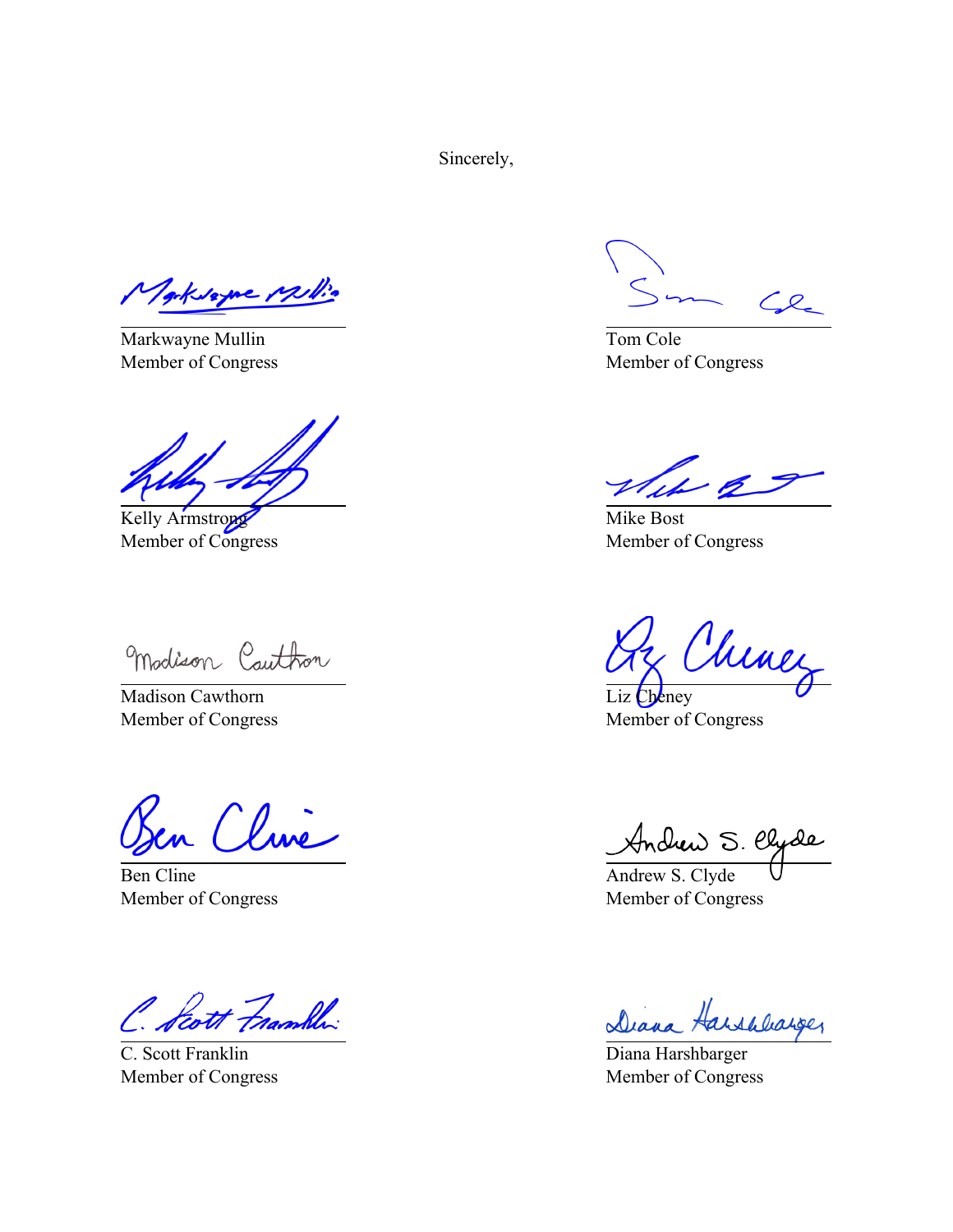Sincerely,

Markwayne Mullin
Member of Congress

Tom Cole
Member of Congress

Kelly Armstrong
Member of Congress

Mike Bost
Member of Congress

Madison Cawthorn
Member of Congress

Liz Cheney
Member of Congress

Ben Cline
Member of Congress

Andrew S. Clyde
Member of Congress

C. Scott Franklin
Member of Congress

Diana Harshbarger
Member of Congress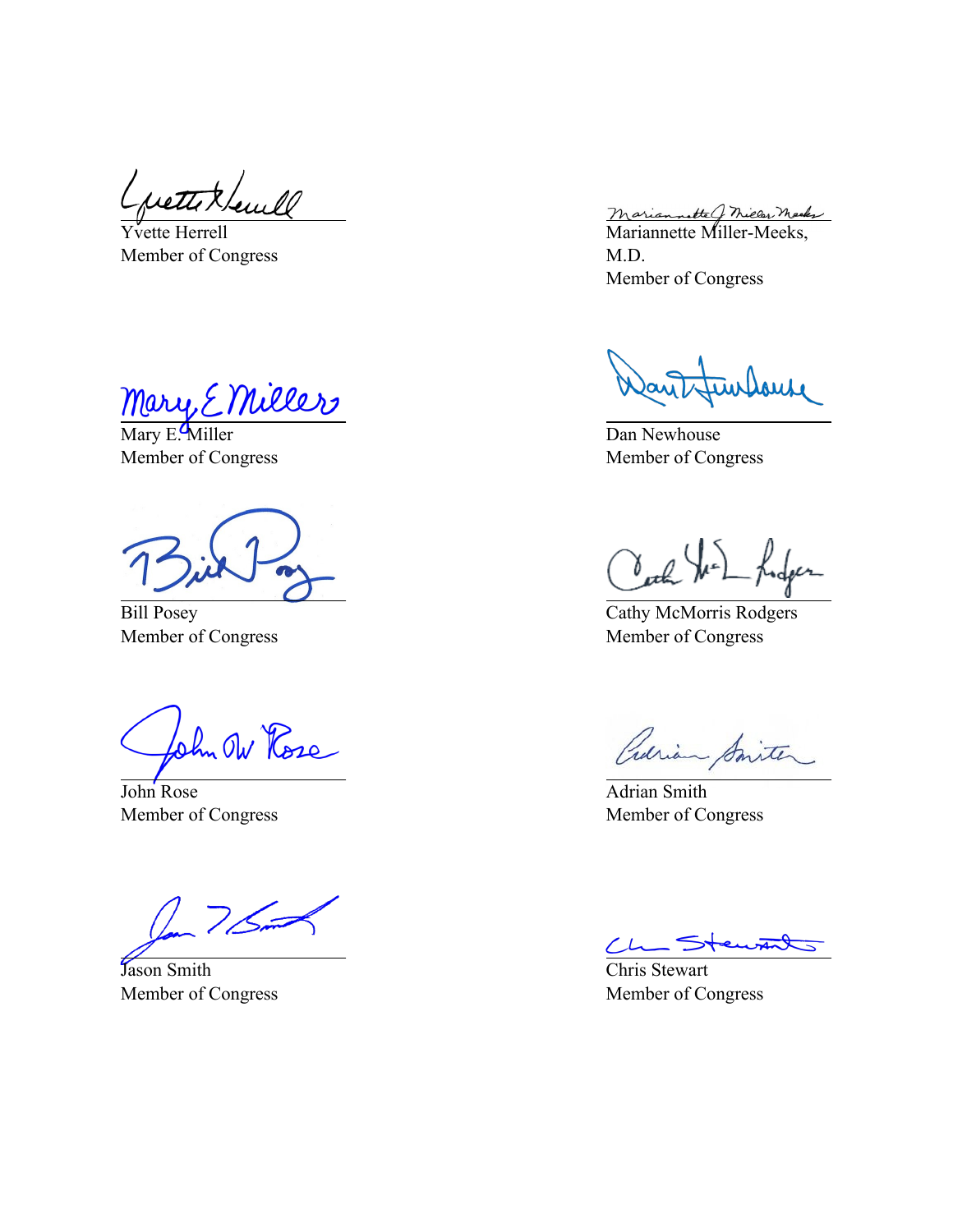Yvette Herrell
Member of Congress

Mariannette Miller-Meeks, M.D.
Member of Congress

Mary E. Miller
Member of Congress

Dan Newhouse
Member of Congress

Bill Posey
Member of Congress

Cathy McMorris Rodgers
Member of Congress

John Rose
Member of Congress

Adrian Smith
Member of Congress

Jason Smith
Member of Congress

Chris Stewart
Member of Congress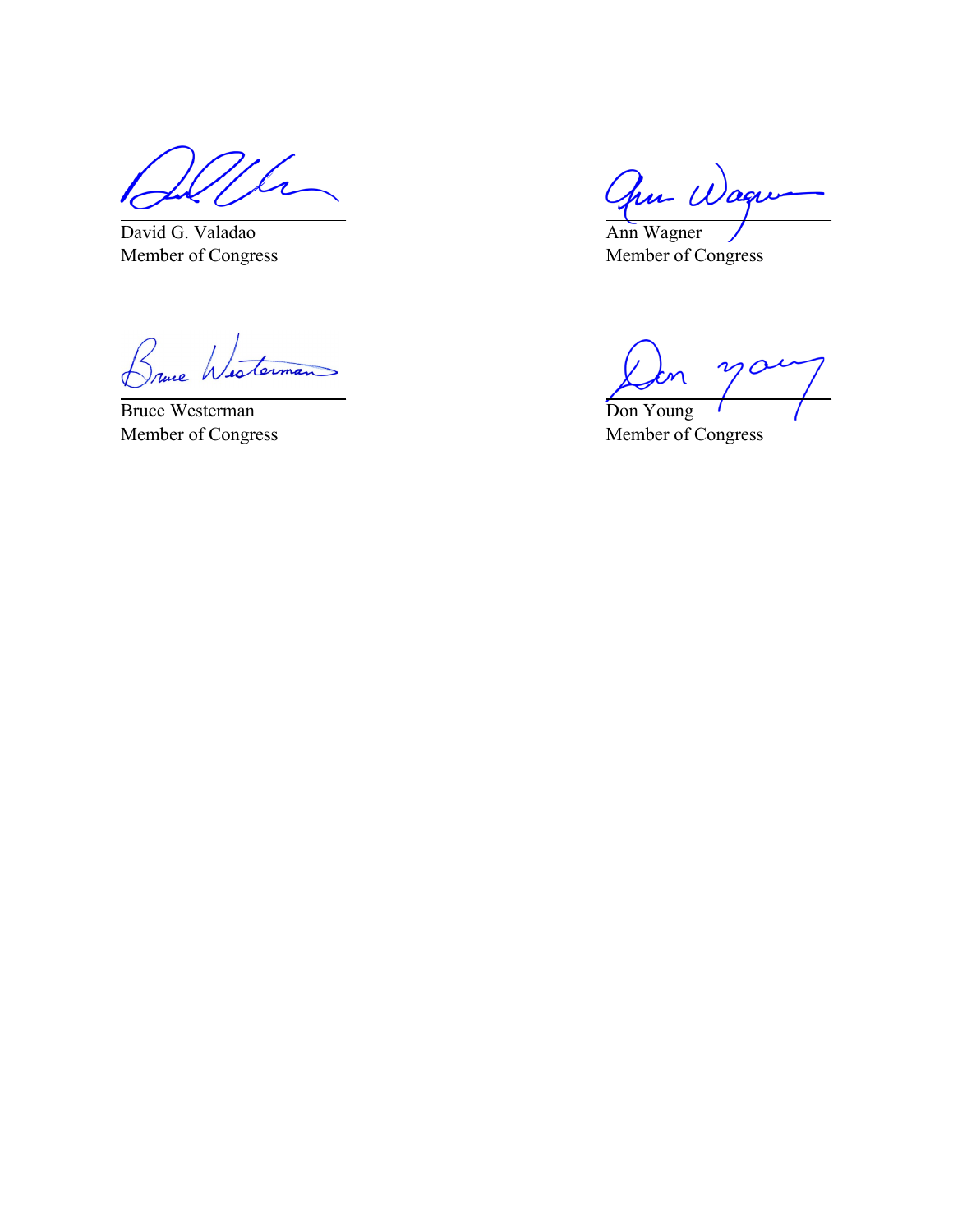David G. Valadao
Member of Congress

Ann Wagner
Member of Congress

Bruce Westerman
Member of Congress

Don Young
Member of Congress